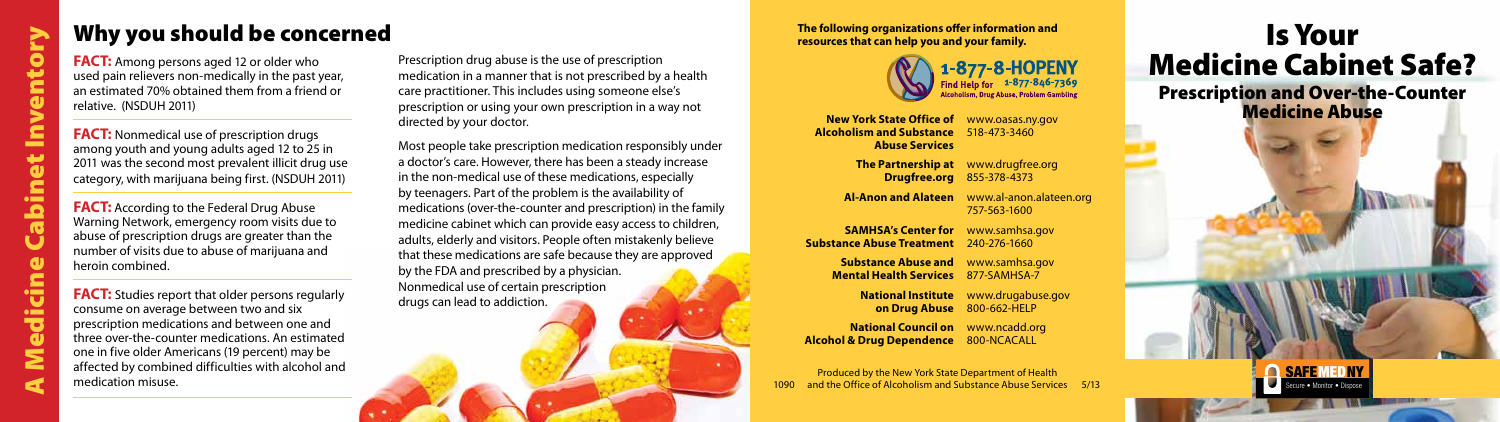# A Medicine Cabinet Inventory

## Why you should be concerned

**FACT:** Among persons aged 12 or older who used pain relievers non-medically in the past year, an estimated 70% obtained them from a friend or relative. (NSDUH 2011)

**FACT:** Nonmedical use of prescription drugs among youth and young adults aged 12 to 25 in 2011 was the second most prevalent illicit drug use category, with marijuana being first. (NSDUH 2011)

**FACT:** According to the Federal Drug Abuse Warning Network, emergency room visits due to abuse of prescription drugs are greater than the number of visits due to abuse of marijuana and heroin combined.

**FACT:** Studies report that older persons regularly consume on average between two and six prescription medications and between one and three over-the-counter medications. An estimated one in five older Americans (19 percent) may be affected by combined difficulties with alcohol and medication misuse.

Prescription drug abuse is the use of prescription medication in a manner that is not prescribed by a health care practitioner. This includes using someone else's prescription or using your own prescription in a way not directed by your doctor.

Most people take prescription medication responsibly under a doctor's care. However, there has been a steady increase in the non-medical use of these medications, especially by teenagers. Part of the problem is the availability of medications (over-the-counter and prescription) in the family medicine cabinet which can provide easy access to children, adults, elderly and visitors. People often mistakenly believe that these medications are safe because they are approved by the FDA and prescribed by a physician. Nonmedical use of certain prescription drugs can lead to addiction.

**The following organizations offer information and resources that can help you and your family.**

**1-877-8-HOPENY**
Find Help for Alcoholism, Drug Abuse, Problem Gambling 1-877-846-7369

| | |
|---|---|
| **New York State Office of Alcoholism and Substance Abuse Services** | www.oasas.ny.gov 518-473-3460 |
| **The Partnership at Drugfree.org** | www.drugfree.org 855-378-4373 |
| **Al-Anon and Alateen** | www.al-anon.alateen.org 757-563-1600 |
| **SAMHSA's Center for Substance Abuse Treatment** | www.samhsa.gov 240-276-1660 |
| **Substance Abuse and Mental Health Services** | www.samhsa.gov 877-SAMHSA-7 |
| **National Institute on Drug Abuse** | www.drugabuse.gov 800-662-HELP |
| **National Council on Alcohol & Drug Dependence** | www.ncadd.org 800-NCACALL |

Produced by the New York State Department of Health and the Office of Alcoholism and Substance Abuse Services 1090 5/13

# Is Your Medicine Cabinet Safe?

## Prescription and Over-the-Counter Medicine Abuse

SAFE MED NY
Secure • Monitor • Dispose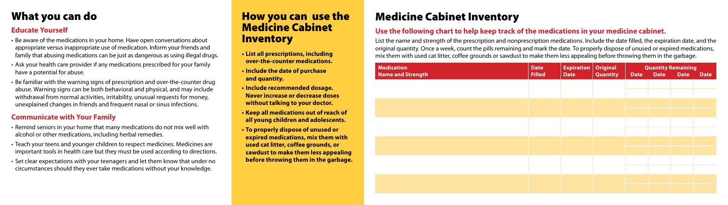# What you can do

## Educate Yourself

- Be aware of the medications in your home. Have open conversations about appropriate versus inappropriate use of medication. Inform your friends and family that abusing medications can be just as dangerous as using illegal drugs.
- Ask your health care provider if any medications prescribed for your family have a potential for abuse.
- Be familiar with the warning signs of prescription and over-the-counter drug abuse. Warning signs can be both behavioral and physical, and may include withdrawal from normal activities, irritability, unusual requests for money, unexplained changes in friends and frequent nasal or sinus infections.

## Communicate with Your Family

- Remind seniors in your home that many medications do not mix well with alcohol or other medications, including herbal remedies.
- Teach your teens and younger children to respect medicines. Medicines are important tools in health care but they must be used according to directions.
- Set clear expectations with your teenagers and let them know that under no circumstances should they ever take medications without your knowledge.

# How you can use the Medicine Cabinet Inventory

- **List all prescriptions, including over-the-counter medications.**
- **Include the date of purchase and quantity.**
- **Include recommended dosage. Never increase or decrease doses without talking to your doctor.**
- **Keep all medications out of reach of all young children and adolescents.**
- **To properly dispose of unused or expired medications, mix them with used cat litter, coffee grounds, or sawdust to make them less appealing before throwing them in the garbage.**

# Medicine Cabinet Inventory

## Use the following chart to help keep track of the medications in your medicine cabinet.

List the name and strength of the prescription and nonprescription medications. Include the date filled, the expiration date, and the original quantity. Once a week, count the pills remaining and mark the date. To properly dispose of unused or expired medications, mix them with used cat litter, coffee grounds or sawdust to make them less appealing before throwing them in the garbage.

| Medication Name and Strength | Date Filled | Expiration Date | Original Quantity | Quantity Remaining | | | |
|---|---|---|---|---|---|---|---|
| | | | | Date | Date | Date | Date |
| | | | | | | | |
| | | | | | | | |
| | | | | | | | |
| | | | | | | | |
| | | | | | | | |
| | | | | | | | |